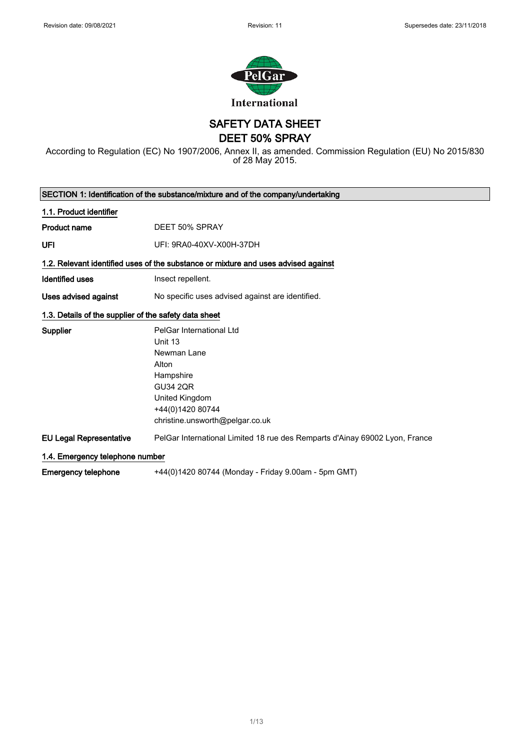Revision date: 09/08/2021 Revision: 11 Supersedes date: 23/11/2018

International

# SAFETY DATA SHEET
# DEET 50% SPRAY

According to Regulation (EC) No 1907/2006, Annex II, as amended. Commission Regulation (EU) No 2015/830 of 28 May 2015.

## SECTION 1: Identification of the substance/mixture and of the company/undertaking

### 1.1. Product identifier

**Product name** DEET 50% SPRAY

**UFI** UFI: 9RA0-40XV-X00H-37DH

### 1.2. Relevant identified uses of the substance or mixture and uses advised against

**Identified uses** Insect repellent.

**Uses advised against** No specific uses advised against are identified.

### 1.3. Details of the supplier of the safety data sheet

**Supplier**
PelGar International Ltd
Unit 13
Newman Lane
Alton
Hampshire
GU34 2QR
United Kingdom
+44(0)1420 80744
christine.unsworth@pelgar.co.uk

**EU Legal Representative** PelGar International Limited 18 rue des Remparts d'Ainay 69002 Lyon, France

### 1.4. Emergency telephone number

**Emergency telephone** +44(0)1420 80744 (Monday - Friday 9.00am - 5pm GMT)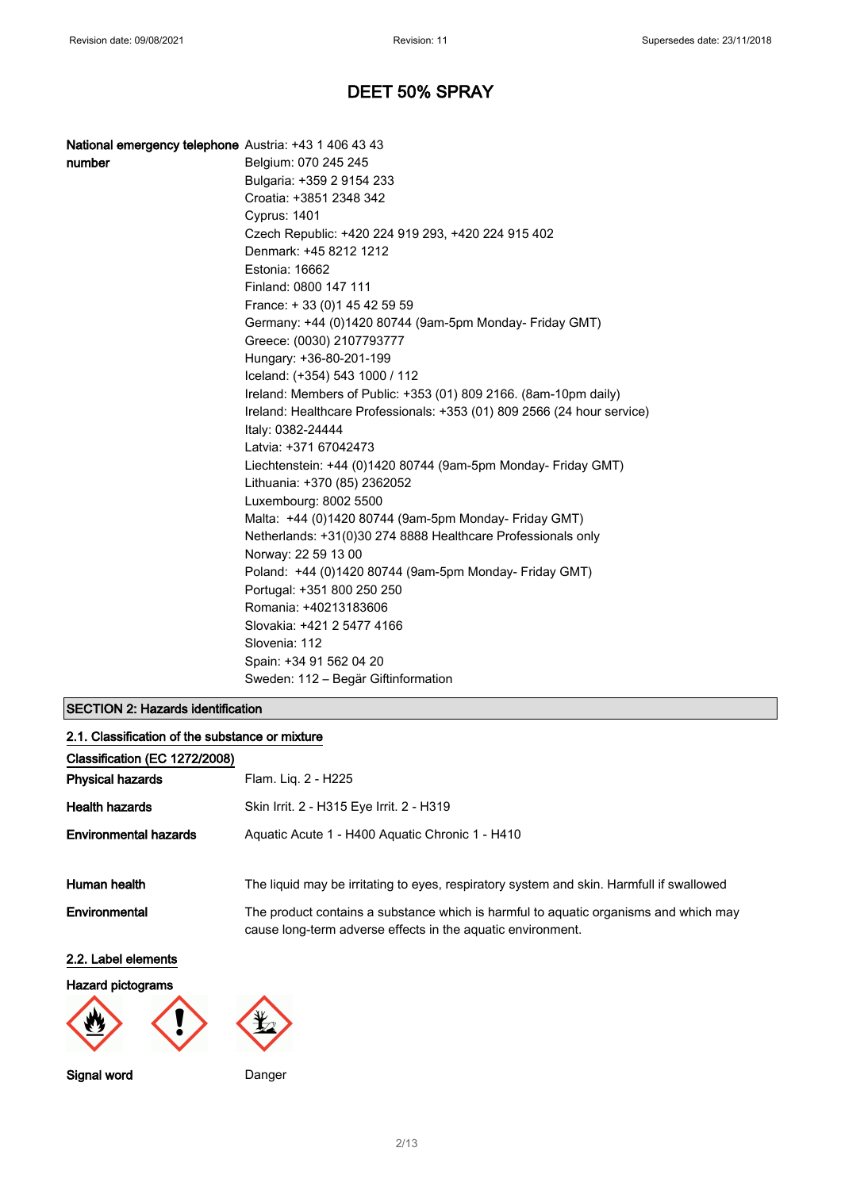# DEET 50% SPRAY

| | |
|---|---|
| **National emergency telephone number** | Austria: +43 1 406 43 43 |
| | Belgium: 070 245 245 |
| | Bulgaria: +359 2 9154 233 |
| | Croatia: +3851 2348 342 |
| | Cyprus: 1401 |
| | Czech Republic: +420 224 919 293, +420 224 915 402 |
| | Denmark: +45 8212 1212 |
| | Estonia: 16662 |
| | Finland: 0800 147 111 |
| | France: + 33 (0)1 45 42 59 59 |
| | Germany: +44 (0)1420 80744 (9am-5pm Monday- Friday GMT) |
| | Greece: (0030) 2107793777 |
| | Hungary: +36-80-201-199 |
| | Iceland: (+354) 543 1000 / 112 |
| | Ireland: Members of Public: +353 (01) 809 2166. (8am-10pm daily) |
| | Ireland: Healthcare Professionals: +353 (01) 809 2566 (24 hour service) |
| | Italy: 0382-24444 |
| | Latvia: +371 67042473 |
| | Liechtenstein: +44 (0)1420 80744 (9am-5pm Monday- Friday GMT) |
| | Lithuania: +370 (85) 2362052 |
| | Luxembourg: 8002 5500 |
| | Malta: +44 (0)1420 80744 (9am-5pm Monday- Friday GMT) |
| | Netherlands: +31(0)30 274 8888 Healthcare Professionals only |
| | Norway: 22 59 13 00 |
| | Poland: +44 (0)1420 80744 (9am-5pm Monday- Friday GMT) |
| | Portugal: +351 800 250 250 |
| | Romania: +40213183606 |
| | Slovakia: +421 2 5477 4166 |
| | Slovenia: 112 |
| | Spain: +34 91 562 04 20 |
| | Sweden: 112 – Begär Giftinformation |

## SECTION 2: Hazards identification

### 2.1. Classification of the substance or mixture

**Classification (EC 1272/2008)**

**Physical hazards** Flam. Liq. 2 - H225

**Health hazards** Skin Irrit. 2 - H315 Eye Irrit. 2 - H319

**Environmental hazards** Aquatic Acute 1 - H400 Aquatic Chronic 1 - H410

**Human health** The liquid may be irritating to eyes, respiratory system and skin. Harmfull if swallowed

**Environmental** The product contains a substance which is harmful to aquatic organisms and which may cause long-term adverse effects in the aquatic environment.

### 2.2. Label elements

**Hazard pictograms**

**Signal word** Danger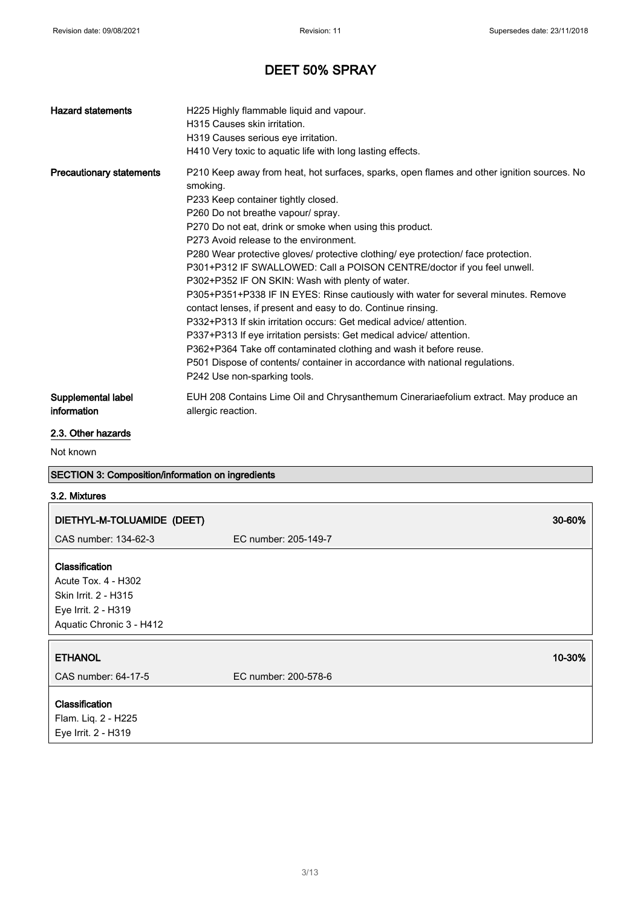# DEET 50% SPRAY

| | |
|---|---|
| **Hazard statements** | H225 Highly flammable liquid and vapour.<br>H315 Causes skin irritation.<br>H319 Causes serious eye irritation.<br>H410 Very toxic to aquatic life with long lasting effects. |
| **Precautionary statements** | P210 Keep away from heat, hot surfaces, sparks, open flames and other ignition sources. No smoking.<br>P233 Keep container tightly closed.<br>P260 Do not breathe vapour/ spray.<br>P270 Do not eat, drink or smoke when using this product.<br>P273 Avoid release to the environment.<br>P280 Wear protective gloves/ protective clothing/ eye protection/ face protection.<br>P301+P312 IF SWALLOWED: Call a POISON CENTRE/doctor if you feel unwell.<br>P302+P352 IF ON SKIN: Wash with plenty of water.<br>P305+P351+P338 IF IN EYES: Rinse cautiously with water for several minutes. Remove contact lenses, if present and easy to do. Continue rinsing.<br>P332+P313 If skin irritation occurs: Get medical advice/ attention.<br>P337+P313 If eye irritation persists: Get medical advice/ attention.<br>P362+P364 Take off contaminated clothing and wash it before reuse.<br>P501 Dispose of contents/ container in accordance with national regulations.<br>P242 Use non-sparking tools. |
| **Supplemental label information** | EUH 208 Contains Lime Oil and Chrysanthemum Cinerariaefolium extract. May produce an allergic reaction. |

### 2.3. Other hazards

Not known

## SECTION 3: Composition/information on ingredients

### 3.2. Mixtures

**DIETHYL-M-TOLUAMIDE (DEET)** — 30-60%

CAS number: 134-62-3 EC number: 205-149-7

**Classification**
Acute Tox. 4 - H302
Skin Irrit. 2 - H315
Eye Irrit. 2 - H319
Aquatic Chronic 3 - H412

**ETHANOL** — 10-30%

CAS number: 64-17-5 EC number: 200-578-6

**Classification**
Flam. Liq. 2 - H225
Eye Irrit. 2 - H319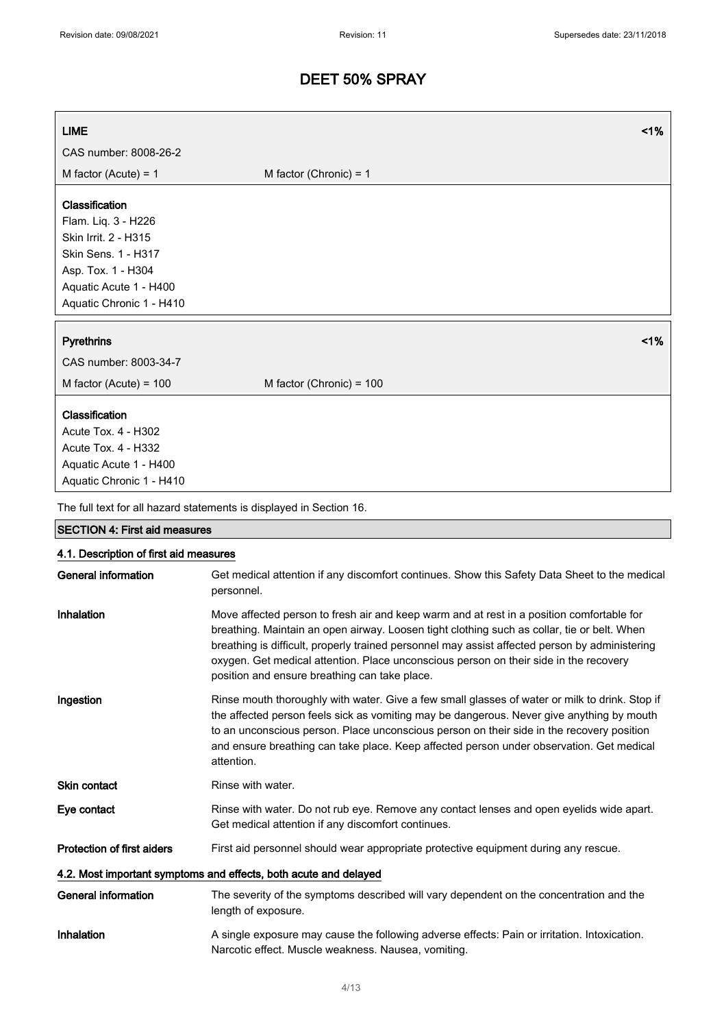# DEET 50% SPRAY

| **LIME** | | **<1%** |
|---|---|---|
| CAS number: 8008-26-2 | | |
| M factor (Acute) = 1 | M factor (Chronic) = 1 | |

**Classification**
Flam. Liq. 3 - H226
Skin Irrit. 2 - H315
Skin Sens. 1 - H317
Asp. Tox. 1 - H304
Aquatic Acute 1 - H400
Aquatic Chronic 1 - H410

| **Pyrethrins** | | **<1%** |
|---|---|---|
| CAS number: 8003-34-7 | | |
| M factor (Acute) = 100 | M factor (Chronic) = 100 | |

**Classification**
Acute Tox. 4 - H302
Acute Tox. 4 - H332
Aquatic Acute 1 - H400
Aquatic Chronic 1 - H410

The full text for all hazard statements is displayed in Section 16.

## SECTION 4: First aid measures

### 4.1. Description of first aid measures

**General information** Get medical attention if any discomfort continues. Show this Safety Data Sheet to the medical personnel.

**Inhalation** Move affected person to fresh air and keep warm and at rest in a position comfortable for breathing. Maintain an open airway. Loosen tight clothing such as collar, tie or belt. When breathing is difficult, properly trained personnel may assist affected person by administering oxygen. Get medical attention. Place unconscious person on their side in the recovery position and ensure breathing can take place.

**Ingestion** Rinse mouth thoroughly with water. Give a few small glasses of water or milk to drink. Stop if the affected person feels sick as vomiting may be dangerous. Never give anything by mouth to an unconscious person. Place unconscious person on their side in the recovery position and ensure breathing can take place. Keep affected person under observation. Get medical attention.

**Skin contact** Rinse with water.

**Eye contact** Rinse with water. Do not rub eye. Remove any contact lenses and open eyelids wide apart. Get medical attention if any discomfort continues.

**Protection of first aiders** First aid personnel should wear appropriate protective equipment during any rescue.

### 4.2. Most important symptoms and effects, both acute and delayed

**General information** The severity of the symptoms described will vary dependent on the concentration and the length of exposure.

**Inhalation** A single exposure may cause the following adverse effects: Pain or irritation. Intoxication. Narcotic effect. Muscle weakness. Nausea, vomiting.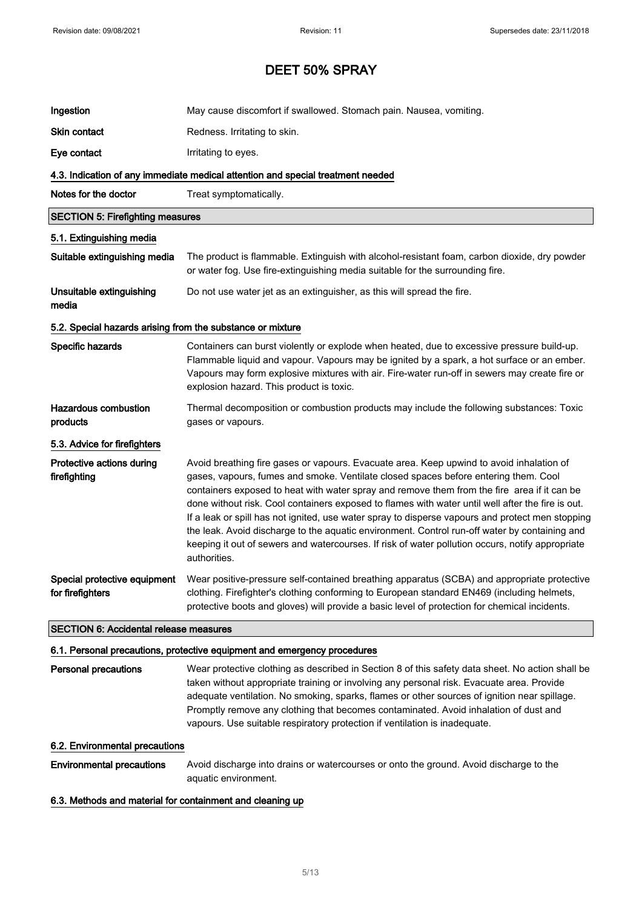# DEET 50% SPRAY

| | |
|---|---|
| **Ingestion** | May cause discomfort if swallowed. Stomach pain. Nausea, vomiting. |
| **Skin contact** | Redness. Irritating to skin. |
| **Eye contact** | Irritating to eyes. |

### 4.3. Indication of any immediate medical attention and special treatment needed

| | |
|---|---|
| **Notes for the doctor** | Treat symptomatically. |

## SECTION 5: Firefighting measures

### 5.1. Extinguishing media

| | |
|---|---|
| **Suitable extinguishing media** | The product is flammable. Extinguish with alcohol-resistant foam, carbon dioxide, dry powder or water fog. Use fire-extinguishing media suitable for the surrounding fire. |
| **Unsuitable extinguishing media** | Do not use water jet as an extinguisher, as this will spread the fire. |

### 5.2. Special hazards arising from the substance or mixture

| | |
|---|---|
| **Specific hazards** | Containers can burst violently or explode when heated, due to excessive pressure build-up. Flammable liquid and vapour. Vapours may be ignited by a spark, a hot surface or an ember. Vapours may form explosive mixtures with air. Fire-water run-off in sewers may create fire or explosion hazard. This product is toxic. |
| **Hazardous combustion products** | Thermal decomposition or combustion products may include the following substances: Toxic gases or vapours. |

### 5.3. Advice for firefighters

| | |
|---|---|
| **Protective actions during firefighting** | Avoid breathing fire gases or vapours. Evacuate area. Keep upwind to avoid inhalation of gases, vapours, fumes and smoke. Ventilate closed spaces before entering them. Cool containers exposed to heat with water spray and remove them from the fire area if it can be done without risk. Cool containers exposed to flames with water until well after the fire is out. If a leak or spill has not ignited, use water spray to disperse vapours and protect men stopping the leak. Avoid discharge to the aquatic environment. Control run-off water by containing and keeping it out of sewers and watercourses. If risk of water pollution occurs, notify appropriate authorities. |
| **Special protective equipment for firefighters** | Wear positive-pressure self-contained breathing apparatus (SCBA) and appropriate protective clothing. Firefighter's clothing conforming to European standard EN469 (including helmets, protective boots and gloves) will provide a basic level of protection for chemical incidents. |

## SECTION 6: Accidental release measures

### 6.1. Personal precautions, protective equipment and emergency procedures

| | |
|---|---|
| **Personal precautions** | Wear protective clothing as described in Section 8 of this safety data sheet. No action shall be taken without appropriate training or involving any personal risk. Evacuate area. Provide adequate ventilation. No smoking, sparks, flames or other sources of ignition near spillage. Promptly remove any clothing that becomes contaminated. Avoid inhalation of dust and vapours. Use suitable respiratory protection if ventilation is inadequate. |

### 6.2. Environmental precautions

| | |
|---|---|
| **Environmental precautions** | Avoid discharge into drains or watercourses or onto the ground. Avoid discharge to the aquatic environment. |

### 6.3. Methods and material for containment and cleaning up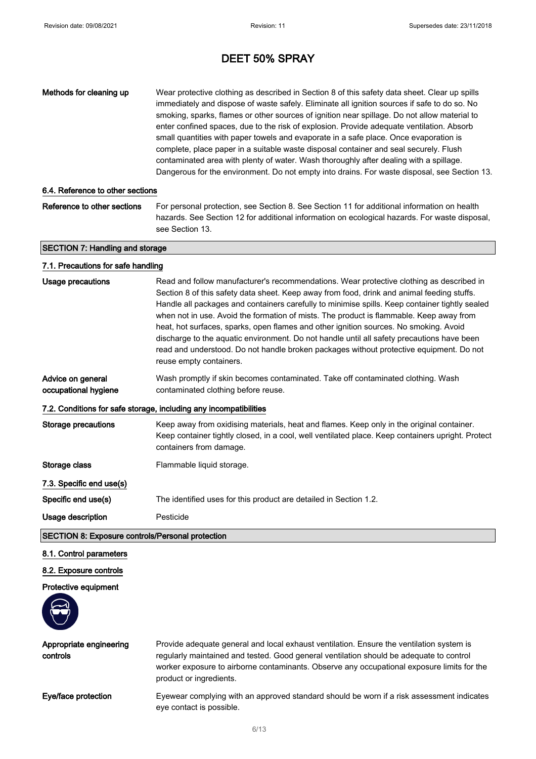# DEET 50% SPRAY

**Methods for cleaning up**

Wear protective clothing as described in Section 8 of this safety data sheet. Clear up spills immediately and dispose of waste safely. Eliminate all ignition sources if safe to do so. No smoking, sparks, flames or other sources of ignition near spillage. Do not allow material to enter confined spaces, due to the risk of explosion. Provide adequate ventilation. Absorb small quantities with paper towels and evaporate in a safe place. Once evaporation is complete, place paper in a suitable waste disposal container and seal securely. Flush contaminated area with plenty of water. Wash thoroughly after dealing with a spillage. Dangerous for the environment. Do not empty into drains. For waste disposal, see Section 13.

### 6.4. Reference to other sections

**Reference to other sections**

For personal protection, see Section 8. See Section 11 for additional information on health hazards. See Section 12 for additional information on ecological hazards. For waste disposal, see Section 13.

## SECTION 7: Handling and storage

### 7.1. Precautions for safe handling

**Usage precautions**

Read and follow manufacturer's recommendations. Wear protective clothing as described in Section 8 of this safety data sheet. Keep away from food, drink and animal feeding stuffs. Handle all packages and containers carefully to minimise spills. Keep container tightly sealed when not in use. Avoid the formation of mists. The product is flammable. Keep away from heat, hot surfaces, sparks, open flames and other ignition sources. No smoking. Avoid discharge to the aquatic environment. Do not handle until all safety precautions have been read and understood. Do not handle broken packages without protective equipment. Do not reuse empty containers.

**Advice on general occupational hygiene**

Wash promptly if skin becomes contaminated. Take off contaminated clothing. Wash contaminated clothing before reuse.

### 7.2. Conditions for safe storage, including any incompatibilities

**Storage precautions**

Keep away from oxidising materials, heat and flames. Keep only in the original container. Keep container tightly closed, in a cool, well ventilated place. Keep containers upright. Protect containers from damage.

**Storage class**

Flammable liquid storage.

### 7.3. Specific end use(s)

**Specific end use(s)**

The identified uses for this product are detailed in Section 1.2.

**Usage description**

Pesticide

## SECTION 8: Exposure controls/Personal protection

### 8.1. Control parameters

### 8.2. Exposure controls

**Protective equipment**

**Appropriate engineering controls**

Provide adequate general and local exhaust ventilation. Ensure the ventilation system is regularly maintained and tested. Good general ventilation should be adequate to control worker exposure to airborne contaminants. Observe any occupational exposure limits for the product or ingredients.

**Eye/face protection**

Eyewear complying with an approved standard should be worn if a risk assessment indicates eye contact is possible.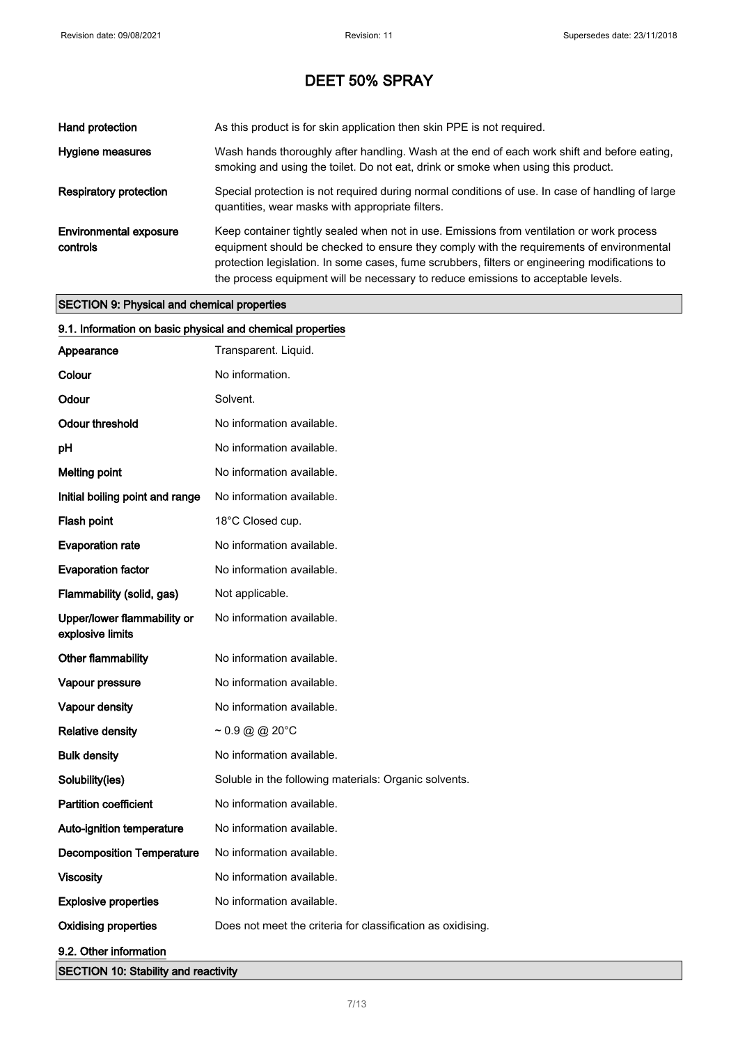# DEET 50% SPRAY

| | |
|---|---|
| **Hand protection** | As this product is for skin application then skin PPE is not required. |
| **Hygiene measures** | Wash hands thoroughly after handling. Wash at the end of each work shift and before eating, smoking and using the toilet. Do not eat, drink or smoke when using this product. |
| **Respiratory protection** | Special protection is not required during normal conditions of use. In case of handling of large quantities, wear masks with appropriate filters. |
| **Environmental exposure controls** | Keep container tightly sealed when not in use. Emissions from ventilation or work process equipment should be checked to ensure they comply with the requirements of environmental protection legislation. In some cases, fume scrubbers, filters or engineering modifications to the process equipment will be necessary to reduce emissions to acceptable levels. |

## SECTION 9: Physical and chemical properties

### 9.1. Information on basic physical and chemical properties

| | |
|---|---|
| **Appearance** | Transparent. Liquid. |
| **Colour** | No information. |
| **Odour** | Solvent. |
| **Odour threshold** | No information available. |
| **pH** | No information available. |
| **Melting point** | No information available. |
| **Initial boiling point and range** | No information available. |
| **Flash point** | 18°C Closed cup. |
| **Evaporation rate** | No information available. |
| **Evaporation factor** | No information available. |
| **Flammability (solid, gas)** | Not applicable. |
| **Upper/lower flammability or explosive limits** | No information available. |
| **Other flammability** | No information available. |
| **Vapour pressure** | No information available. |
| **Vapour density** | No information available. |
| **Relative density** | ~ 0.9 @ @ 20°C |
| **Bulk density** | No information available. |
| **Solubility(ies)** | Soluble in the following materials: Organic solvents. |
| **Partition coefficient** | No information available. |
| **Auto-ignition temperature** | No information available. |
| **Decomposition Temperature** | No information available. |
| **Viscosity** | No information available. |
| **Explosive properties** | No information available. |
| **Oxidising properties** | Does not meet the criteria for classification as oxidising. |

### 9.2. Other information

## SECTION 10: Stability and reactivity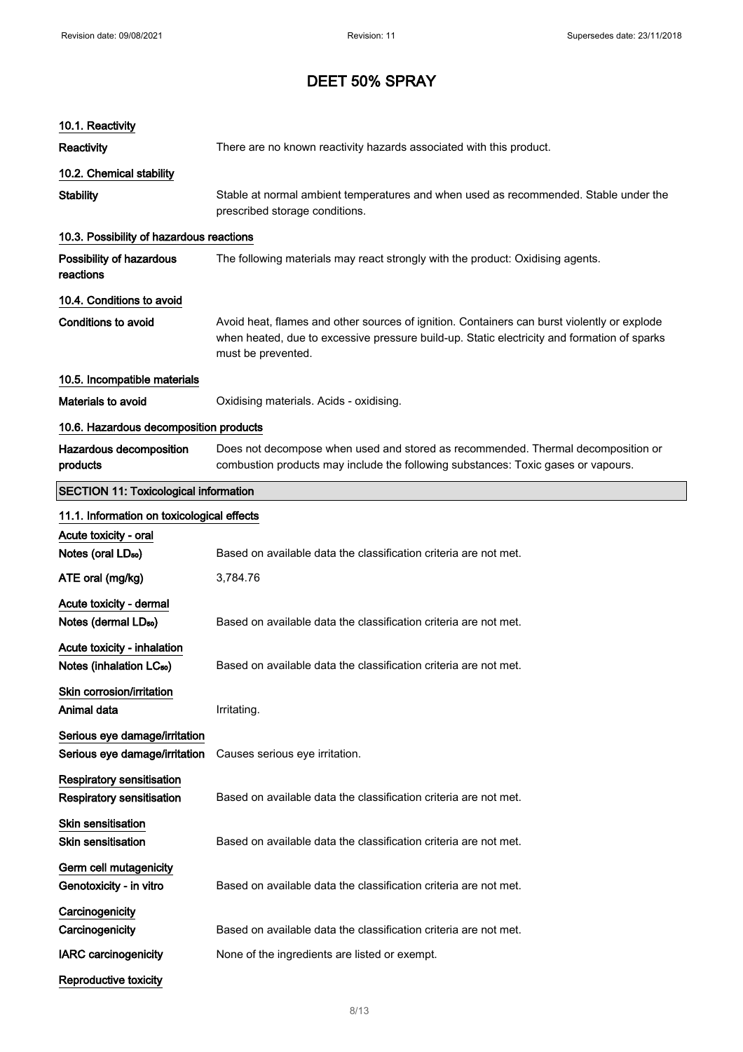# DEET 50% SPRAY

### 10.1. Reactivity

| | |
|---|---|
| **Reactivity** | There are no known reactivity hazards associated with this product. |

### 10.2. Chemical stability

| | |
|---|---|
| **Stability** | Stable at normal ambient temperatures and when used as recommended. Stable under the prescribed storage conditions. |

### 10.3. Possibility of hazardous reactions

| | |
|---|---|
| **Possibility of hazardous reactions** | The following materials may react strongly with the product: Oxidising agents. |

### 10.4. Conditions to avoid

| | |
|---|---|
| **Conditions to avoid** | Avoid heat, flames and other sources of ignition. Containers can burst violently or explode when heated, due to excessive pressure build-up. Static electricity and formation of sparks must be prevented. |

### 10.5. Incompatible materials

| | |
|---|---|
| **Materials to avoid** | Oxidising materials. Acids - oxidising. |

### 10.6. Hazardous decomposition products

| | |
|---|---|
| **Hazardous decomposition products** | Does not decompose when used and stored as recommended. Thermal decomposition or combustion products may include the following substances: Toxic gases or vapours. |

## SECTION 11: Toxicological information

### 11.1. Information on toxicological effects

**Acute toxicity - oral**

| | |
|---|---|
| **Notes (oral $LD_{50}$)** | Based on available data the classification criteria are not met. |
| **ATE oral (mg/kg)** | 3,784.76 |

**Acute toxicity - dermal**

| | |
|---|---|
| **Notes (dermal $LD_{50}$)** | Based on available data the classification criteria are not met. |

**Acute toxicity - inhalation**

| | |
|---|---|
| **Notes (inhalation $LC_{50}$)** | Based on available data the classification criteria are not met. |

**Skin corrosion/irritation**

| | |
|---|---|
| **Animal data** | Irritating. |

**Serious eye damage/irritation**

| | |
|---|---|
| **Serious eye damage/irritation** | Causes serious eye irritation. |

**Respiratory sensitisation**

| | |
|---|---|
| **Respiratory sensitisation** | Based on available data the classification criteria are not met. |

**Skin sensitisation**

| | |
|---|---|
| **Skin sensitisation** | Based on available data the classification criteria are not met. |

**Germ cell mutagenicity**

| | |
|---|---|
| **Genotoxicity - in vitro** | Based on available data the classification criteria are not met. |

**Carcinogenicity**

| | |
|---|---|
| **Carcinogenicity** | Based on available data the classification criteria are not met. |
| **IARC carcinogenicity** | None of the ingredients are listed or exempt. |

**Reproductive toxicity**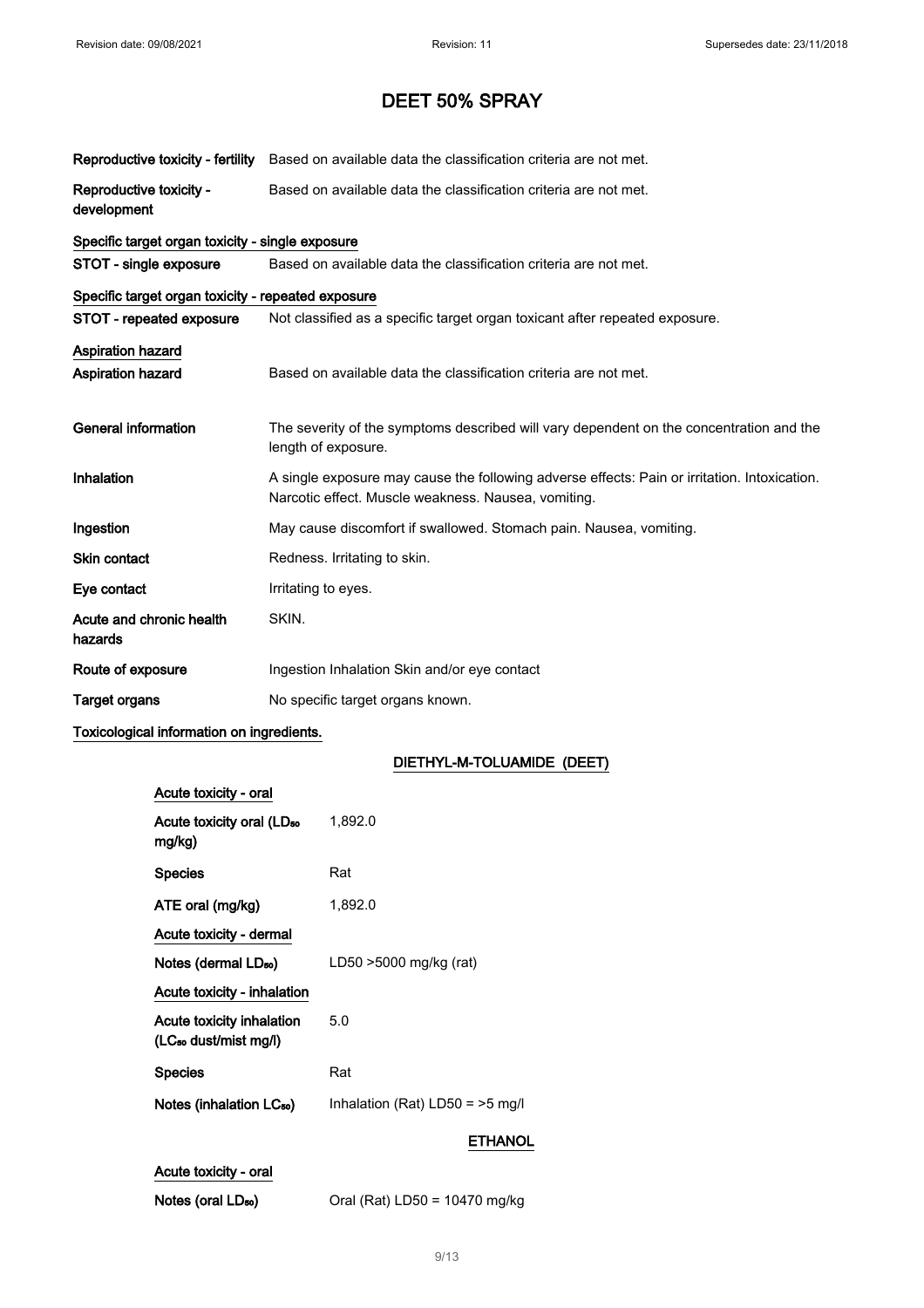# DEET 50% SPRAY

| | |
|---|---|
| **Reproductive toxicity - fertility** | Based on available data the classification criteria are not met. |
| **Reproductive toxicity - development** | Based on available data the classification criteria are not met. |

**Specific target organ toxicity - single exposure**

| | |
|---|---|
| **STOT - single exposure** | Based on available data the classification criteria are not met. |

**Specific target organ toxicity - repeated exposure**

| | |
|---|---|
| **STOT - repeated exposure** | Not classified as a specific target organ toxicant after repeated exposure. |

**Aspiration hazard**

| | |
|---|---|
| **Aspiration hazard** | Based on available data the classification criteria are not met. |
| **General information** | The severity of the symptoms described will vary dependent on the concentration and the length of exposure. |
| **Inhalation** | A single exposure may cause the following adverse effects: Pain or irritation. Intoxication. Narcotic effect. Muscle weakness. Nausea, vomiting. |
| **Ingestion** | May cause discomfort if swallowed. Stomach pain. Nausea, vomiting. |
| **Skin contact** | Redness. Irritating to skin. |
| **Eye contact** | Irritating to eyes. |
| **Acute and chronic health hazards** | SKIN. |
| **Route of exposure** | Ingestion Inhalation Skin and/or eye contact |
| **Target organs** | No specific target organs known. |

**Toxicological information on ingredients.**

**DIETHYL-M-TOLUAMIDE (DEET)**

**Acute toxicity - oral**

| | |
|---|---|
| **Acute toxicity oral ($LD_{50}$ mg/kg)** | 1,892.0 |
| **Species** | Rat |
| **ATE oral (mg/kg)** | 1,892.0 |

**Acute toxicity - dermal**

| | |
|---|---|
| **Notes (dermal $LD_{50}$)** | LD50 >5000 mg/kg (rat) |

**Acute toxicity - inhalation**

| | |
|---|---|
| **Acute toxicity inhalation ($LC_{50}$ dust/mist mg/l)** | 5.0 |
| **Species** | Rat |
| **Notes (inhalation $LC_{50}$)** | Inhalation (Rat) LD50 = >5 mg/l |

**ETHANOL**

**Acute toxicity - oral**

| | |
|---|---|
| **Notes (oral $LD_{50}$)** | Oral (Rat) LD50 = 10470 mg/kg |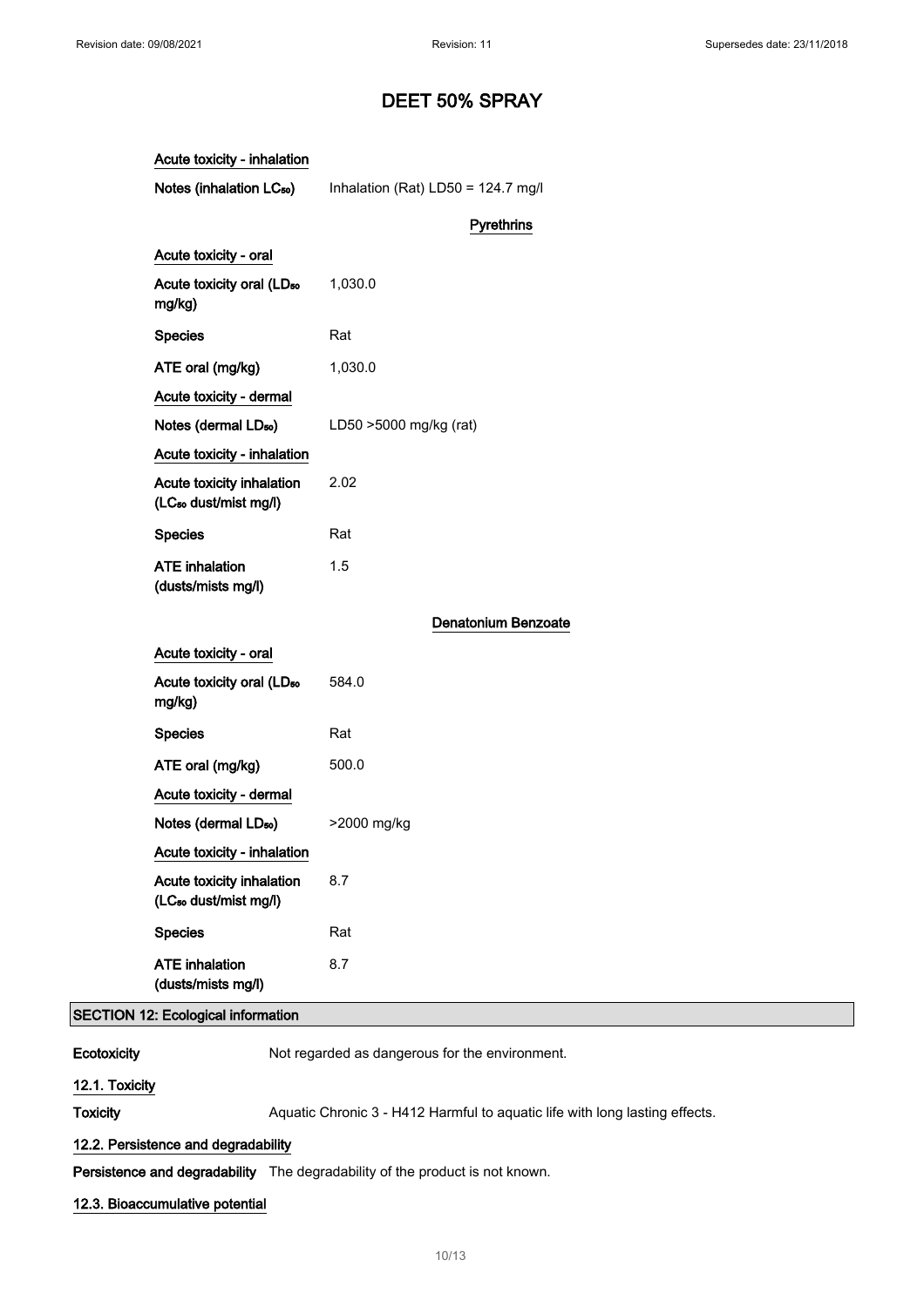**Acute toxicity - inhalation**

| | |
|---|---|
| Notes (inhalation $LC_{50}$) | Inhalation (Rat) LD50 = 124.7 mg/l |

**Pyrethrins**

**Acute toxicity - oral**

| | |
|---|---|
| Acute toxicity oral ($LD_{50}$ mg/kg) | 1,030.0 |
| Species | Rat |
| ATE oral (mg/kg) | 1,030.0 |

**Acute toxicity - dermal**

| | |
|---|---|
| Notes (dermal $LD_{50}$) | LD50 >5000 mg/kg (rat) |

**Acute toxicity - inhalation**

| | |
|---|---|
| Acute toxicity inhalation ($LC_{50}$ dust/mist mg/l) | 2.02 |
| Species | Rat |
| ATE inhalation (dusts/mists mg/l) | 1.5 |

**Denatonium Benzoate**

**Acute toxicity - oral**

| | |
|---|---|
| Acute toxicity oral ($LD_{50}$ mg/kg) | 584.0 |
| Species | Rat |
| ATE oral (mg/kg) | 500.0 |

**Acute toxicity - dermal**

| | |
|---|---|
| Notes (dermal $LD_{50}$) | >2000 mg/kg |

**Acute toxicity - inhalation**

| | |
|---|---|
| Acute toxicity inhalation ($LC_{50}$ dust/mist mg/l) | 8.7 |
| Species | Rat |
| ATE inhalation (dusts/mists mg/l) | 8.7 |

## SECTION 12: Ecological information

**Ecotoxicity** Not regarded as dangerous for the environment.

### 12.1. Toxicity

**Toxicity** Aquatic Chronic 3 - H412 Harmful to aquatic life with long lasting effects.

### 12.2. Persistence and degradability

**Persistence and degradability** The degradability of the product is not known.

### 12.3. Bioaccumulative potential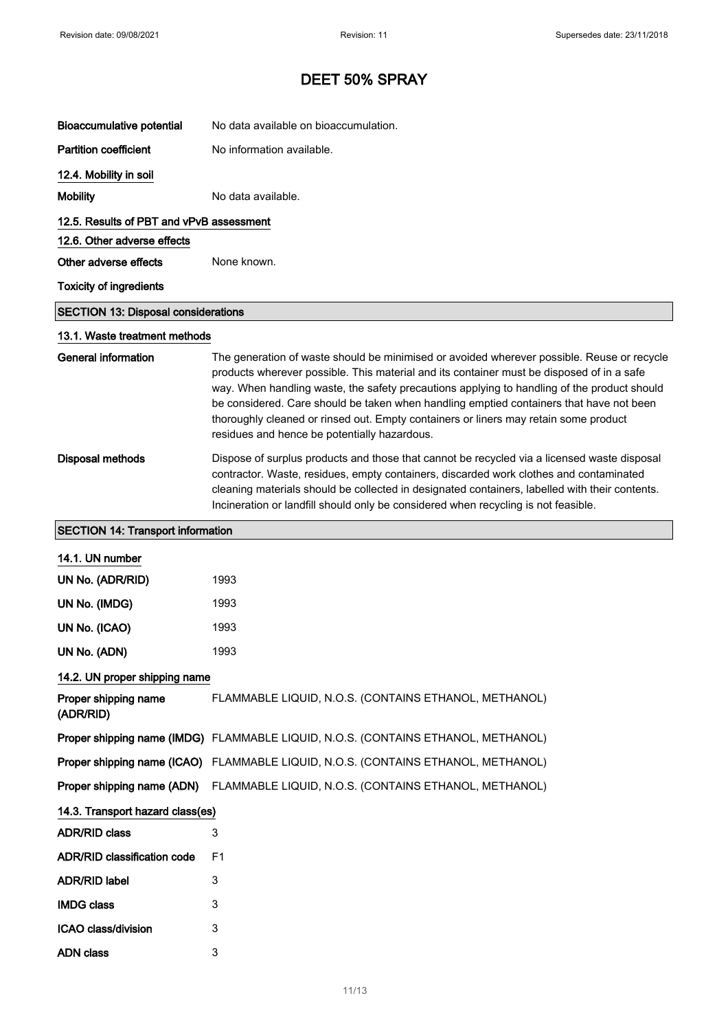# DEET 50% SPRAY

**Bioaccumulative potential** No data available on bioaccumulation.

**Partition coefficient** No information available.

### 12.4. Mobility in soil

**Mobility** No data available.

### 12.5. Results of PBT and vPvB assessment

### 12.6. Other adverse effects

**Other adverse effects** None known.

**Toxicity of ingredients**

## SECTION 13: Disposal considerations

### 13.1. Waste treatment methods

**General information** The generation of waste should be minimised or avoided wherever possible. Reuse or recycle products wherever possible. This material and its container must be disposed of in a safe way. When handling waste, the safety precautions applying to handling of the product should be considered. Care should be taken when handling emptied containers that have not been thoroughly cleaned or rinsed out. Empty containers or liners may retain some product residues and hence be potentially hazardous.

**Disposal methods** Dispose of surplus products and those that cannot be recycled via a licensed waste disposal contractor. Waste, residues, empty containers, discarded work clothes and contaminated cleaning materials should be collected in designated containers, labelled with their contents. Incineration or landfill should only be considered when recycling is not feasible.

## SECTION 14: Transport information

### 14.1. UN number

**UN No. (ADR/RID)** 1993

**UN No. (IMDG)** 1993

**UN No. (ICAO)** 1993

**UN No. (ADN)** 1993

### 14.2. UN proper shipping name

**Proper shipping name (ADR/RID)** FLAMMABLE LIQUID, N.O.S. (CONTAINS ETHANOL, METHANOL)

**Proper shipping name (IMDG)** FLAMMABLE LIQUID, N.O.S. (CONTAINS ETHANOL, METHANOL)

**Proper shipping name (ICAO)** FLAMMABLE LIQUID, N.O.S. (CONTAINS ETHANOL, METHANOL)

**Proper shipping name (ADN)** FLAMMABLE LIQUID, N.O.S. (CONTAINS ETHANOL, METHANOL)

### 14.3. Transport hazard class(es)

**ADR/RID class** 3

**ADR/RID classification code** F1

**ADR/RID label** 3

**IMDG class** 3

**ICAO class/division** 3

**ADN class** 3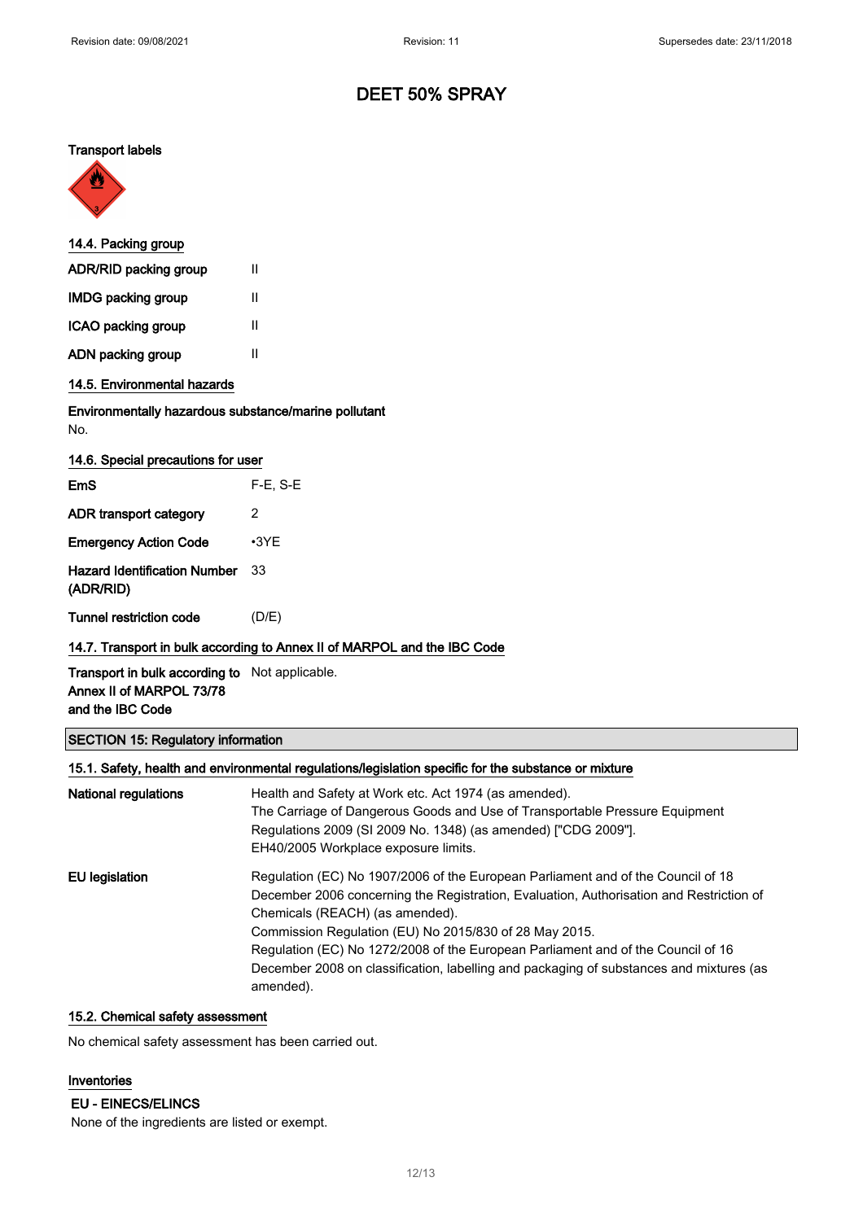# DEET 50% SPRAY

**Transport labels**

### 14.4. Packing group

| | |
|---|---|
| **ADR/RID packing group** | II |
| **IMDG packing group** | II |
| **ICAO packing group** | II |
| **ADN packing group** | II |

### 14.5. Environmental hazards

**Environmentally hazardous substance/marine pollutant**

No.

### 14.6. Special precautions for user

| | |
|---|---|
| **EmS** | F-E, S-E |
| **ADR transport category** | 2 |
| **Emergency Action Code** | •3YE |
| **Hazard Identification Number (ADR/RID)** | 33 |
| **Tunnel restriction code** | (D/E) |

### 14.7. Transport in bulk according to Annex II of MARPOL and the IBC Code

| | |
|---|---|
| **Transport in bulk according to Annex II of MARPOL 73/78 and the IBC Code** | Not applicable. |

## SECTION 15: Regulatory information

### 15.1. Safety, health and environmental regulations/legislation specific for the substance or mixture

**National regulations**

Health and Safety at Work etc. Act 1974 (as amended).
The Carriage of Dangerous Goods and Use of Transportable Pressure Equipment Regulations 2009 (SI 2009 No. 1348) (as amended) ["CDG 2009"].
EH40/2005 Workplace exposure limits.

**EU legislation**

Regulation (EC) No 1907/2006 of the European Parliament and of the Council of 18 December 2006 concerning the Registration, Evaluation, Authorisation and Restriction of Chemicals (REACH) (as amended).
Commission Regulation (EU) No 2015/830 of 28 May 2015.
Regulation (EC) No 1272/2008 of the European Parliament and of the Council of 16 December 2008 on classification, labelling and packaging of substances and mixtures (as amended).

### 15.2. Chemical safety assessment

No chemical safety assessment has been carried out.

### Inventories

**EU - EINECS/ELINCS**

None of the ingredients are listed or exempt.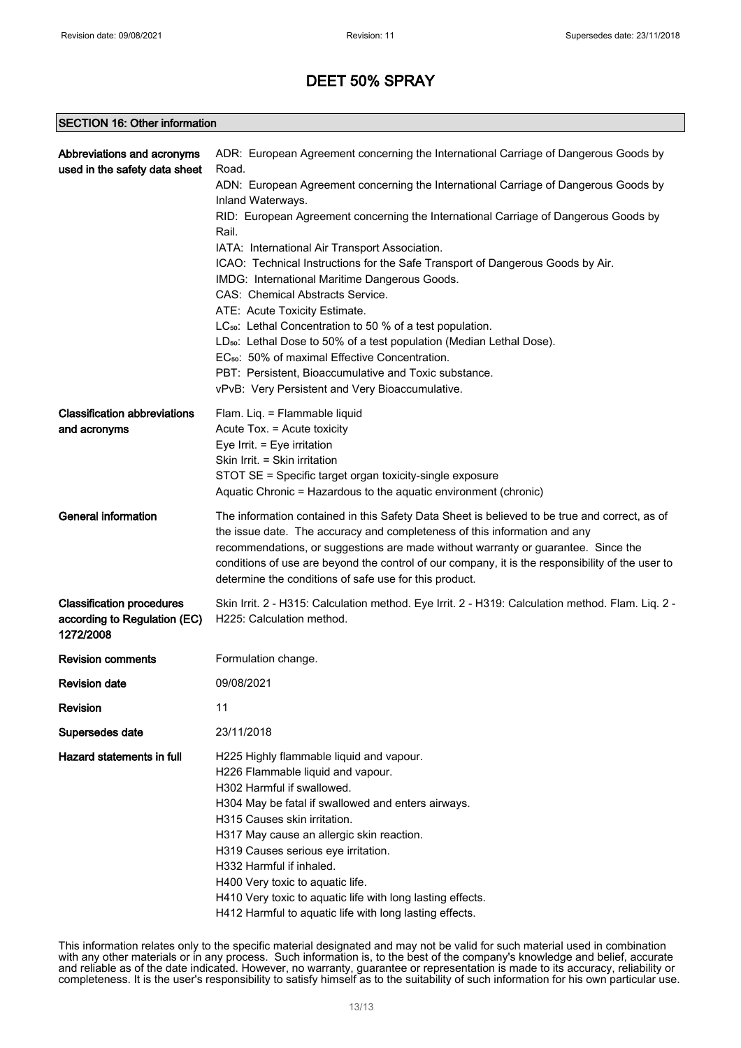# DEET 50% SPRAY

## SECTION 16: Other information

| | |
|---|---|
| **Abbreviations and acronyms used in the safety data sheet** | ADR: European Agreement concerning the International Carriage of Dangerous Goods by Road.<br>ADN: European Agreement concerning the International Carriage of Dangerous Goods by Inland Waterways.<br>RID: European Agreement concerning the International Carriage of Dangerous Goods by Rail.<br>IATA: International Air Transport Association.<br>ICAO: Technical Instructions for the Safe Transport of Dangerous Goods by Air.<br>IMDG: International Maritime Dangerous Goods.<br>CAS: Chemical Abstracts Service.<br>ATE: Acute Toxicity Estimate.<br>$LC_{50}$: Lethal Concentration to 50 % of a test population.<br>$LD_{50}$: Lethal Dose to 50% of a test population (Median Lethal Dose).<br>$EC_{50}$: 50% of maximal Effective Concentration.<br>PBT: Persistent, Bioaccumulative and Toxic substance.<br>vPvB: Very Persistent and Very Bioaccumulative. |
| **Classification abbreviations and acronyms** | Flam. Liq. = Flammable liquid<br>Acute Tox. = Acute toxicity<br>Eye Irrit. = Eye irritation<br>Skin Irrit. = Skin irritation<br>STOT SE = Specific target organ toxicity-single exposure<br>Aquatic Chronic = Hazardous to the aquatic environment (chronic) |
| **General information** | The information contained in this Safety Data Sheet is believed to be true and correct, as of the issue date. The accuracy and completeness of this information and any recommendations, or suggestions are made without warranty or guarantee. Since the conditions of use are beyond the control of our company, it is the responsibility of the user to determine the conditions of safe use for this product. |
| **Classification procedures according to Regulation (EC) 1272/2008** | Skin Irrit. 2 - H315: Calculation method. Eye Irrit. 2 - H319: Calculation method. Flam. Liq. 2 - H225: Calculation method. |
| **Revision comments** | Formulation change. |
| **Revision date** | 09/08/2021 |
| **Revision** | 11 |
| **Supersedes date** | 23/11/2018 |
| **Hazard statements in full** | H225 Highly flammable liquid and vapour.<br>H226 Flammable liquid and vapour.<br>H302 Harmful if swallowed.<br>H304 May be fatal if swallowed and enters airways.<br>H315 Causes skin irritation.<br>H317 May cause an allergic skin reaction.<br>H319 Causes serious eye irritation.<br>H332 Harmful if inhaled.<br>H400 Very toxic to aquatic life.<br>H410 Very toxic to aquatic life with long lasting effects.<br>H412 Harmful to aquatic life with long lasting effects. |

This information relates only to the specific material designated and may not be valid for such material used in combination with any other materials or in any process. Such information is, to the best of the company's knowledge and belief, accurate and reliable as of the date indicated. However, no warranty, guarantee or representation is made to its accuracy, reliability or completeness. It is the user's responsibility to satisfy himself as to the suitability of such information for his own particular use.